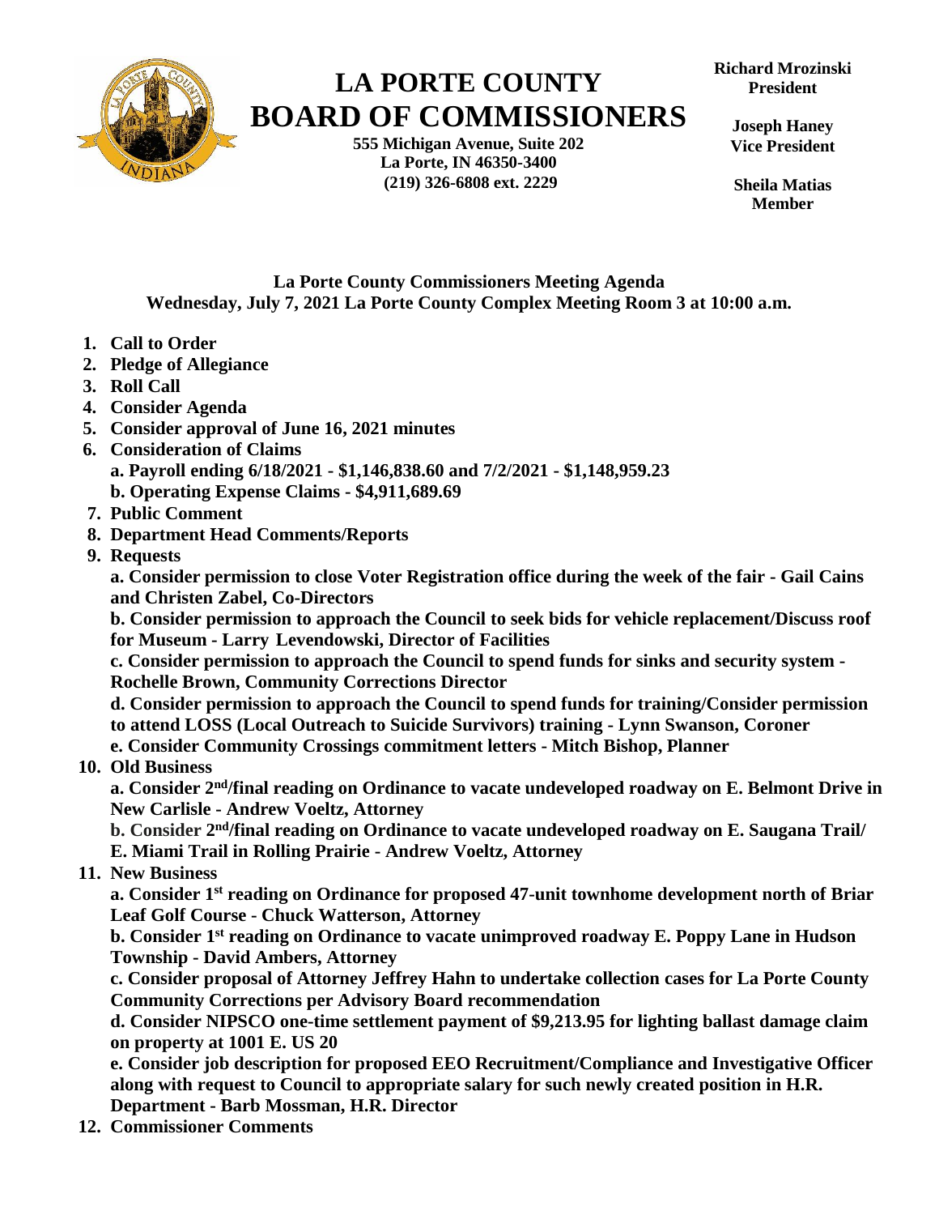# LA PORTE COUNTY BOARD OF COMMISSIONERS

**555 Michigan Avenue, Suite 202**
**La Porte, IN 46350-3400**
**(219) 326-6808 ext. 2229**

**Richard Mrozinski**
**President**

**Joseph Haney**
**Vice President**

**Sheila Matias**
**Member**

## La Porte County Commissioners Meeting Agenda
## Wednesday, July 7, 2021 La Porte County Complex Meeting Room 3 at 10:00 a.m.

1. **Call to Order**
2. **Pledge of Allegiance**
3. **Roll Call**
4. **Consider Agenda**
5. **Consider approval of June 16, 2021 minutes**
6. **Consideration of Claims**
   **a. Payroll ending 6/18/2021 - $1,146,838.60 and 7/2/2021 - $1,148,959.23**
   **b. Operating Expense Claims - $4,911,689.69**
7. **Public Comment**
8. **Department Head Comments/Reports**
9. **Requests**
   **a. Consider permission to close Voter Registration office during the week of the fair - Gail Cains and Christen Zabel, Co-Directors**
   **b. Consider permission to approach the Council to seek bids for vehicle replacement/Discuss roof for Museum - Larry Levendowski, Director of Facilities**
   **c. Consider permission to approach the Council to spend funds for sinks and security system - Rochelle Brown, Community Corrections Director**
   **d. Consider permission to approach the Council to spend funds for training/Consider permission to attend LOSS (Local Outreach to Suicide Survivors) training - Lynn Swanson, Coroner**
   **e. Consider Community Crossings commitment letters - Mitch Bishop, Planner**
10. **Old Business**
    **a. Consider 2nd/final reading on Ordinance to vacate undeveloped roadway on E. Belmont Drive in New Carlisle - Andrew Voeltz, Attorney**
    **b. Consider 2nd/final reading on Ordinance to vacate undeveloped roadway on E. Saugana Trail/ E. Miami Trail in Rolling Prairie - Andrew Voeltz, Attorney**
11. **New Business**
    **a. Consider 1st reading on Ordinance for proposed 47-unit townhome development north of Briar Leaf Golf Course - Chuck Watterson, Attorney**
    **b. Consider 1st reading on Ordinance to vacate unimproved roadway E. Poppy Lane in Hudson Township - David Ambers, Attorney**
    **c. Consider proposal of Attorney Jeffrey Hahn to undertake collection cases for La Porte County Community Corrections per Advisory Board recommendation**
    **d. Consider NIPSCO one-time settlement payment of $9,213.95 for lighting ballast damage claim on property at 1001 E. US 20**
    **e. Consider job description for proposed EEO Recruitment/Compliance and Investigative Officer along with request to Council to appropriate salary for such newly created position in H.R. Department - Barb Mossman, H.R. Director**
12. **Commissioner Comments**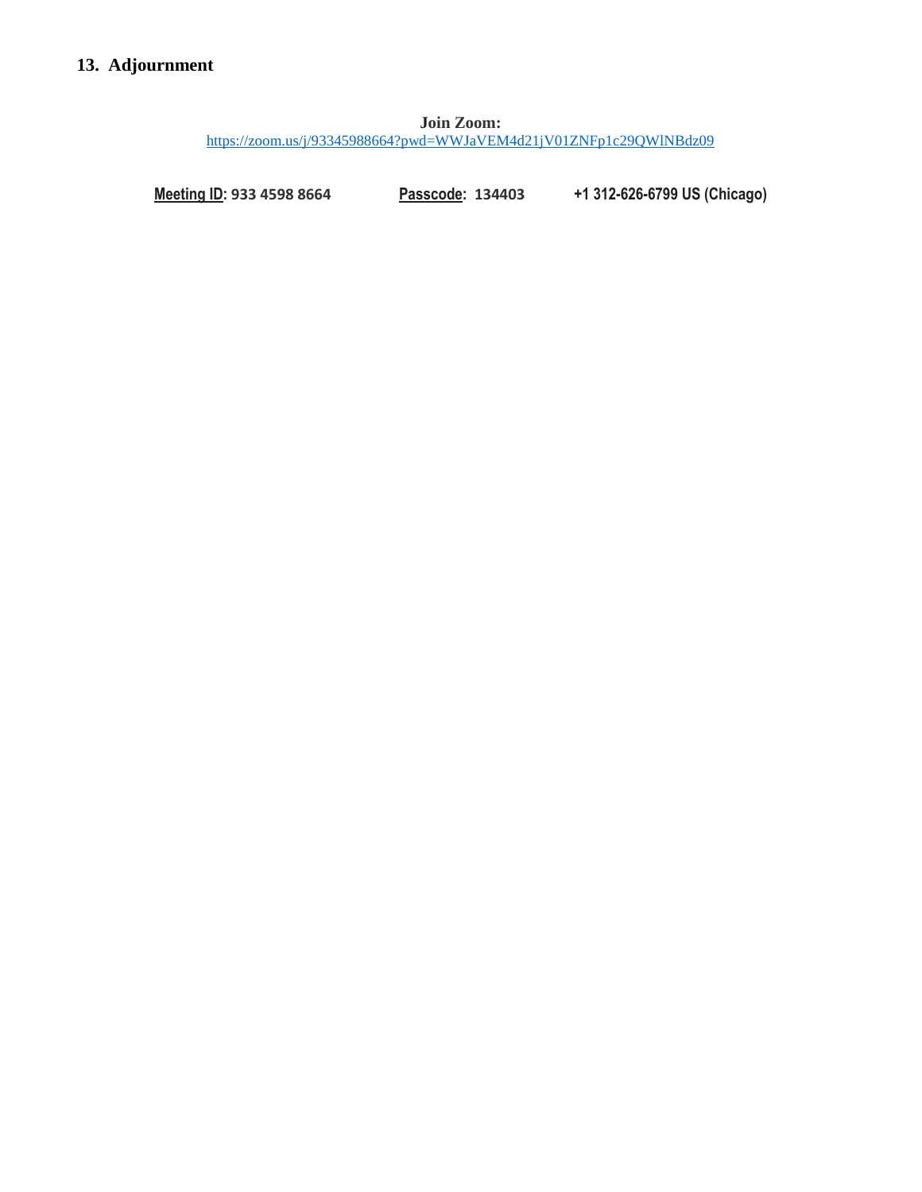**13. Adjournment**

**Join Zoom:**
https://zoom.us/j/93345988664?pwd=WWJaVEM4d21jV01ZNFp1c29QWlNBdz09

**Meeting ID: 933 4598 8664** **Passcode: 134403** **+1 312-626-6799 US (Chicago)**